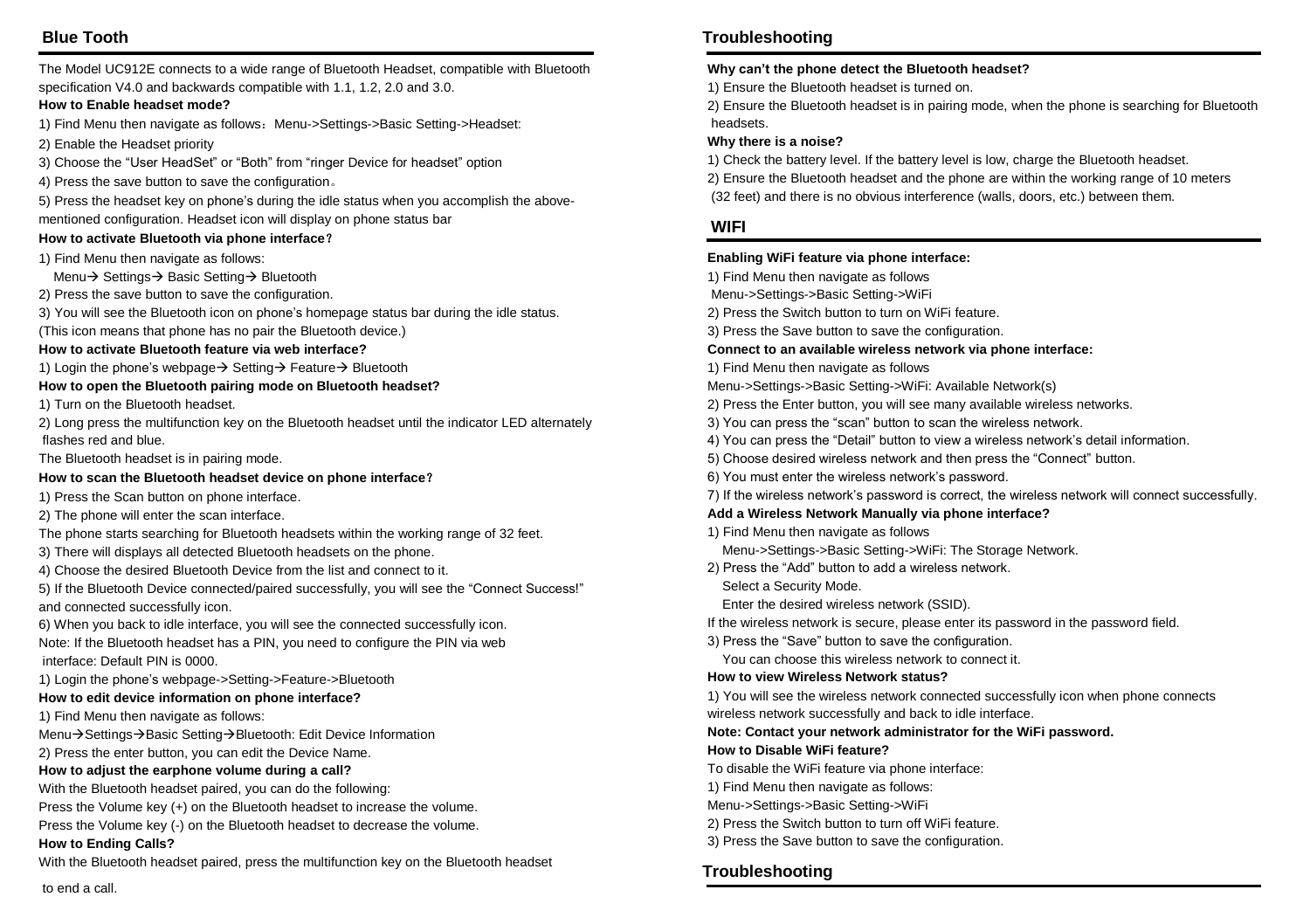## Blue Tooth

The Model UC912E connects to a wide range of Bluetooth Headset, compatible with Bluetooth specification V4.0 and backwards compatible with 1.1, 1.2, 2.0 and 3.0.

**How to Enable headset mode?**

1) Find Menu then navigate as follows：Menu->Settings->Basic Setting->Headset:

2) Enable the Headset priority

3) Choose the “User HeadSet” or “Both” from “ringer Device for headset” option

4) Press the save button to save the configuration。

5) Press the headset key on phone’s during the idle status when you accomplish the above-mentioned configuration. Headset icon will display on phone status bar

**How to activate Bluetooth via phone interface?**

1) Find Menu then navigate as follows:
   Menu→ Settings→ Basic Setting→ Bluetooth

2) Press the save button to save the configuration.

3) You will see the Bluetooth icon on phone’s homepage status bar during the idle status.
(This icon means that phone has no pair the Bluetooth device.)

**How to activate Bluetooth feature via web interface?**

1) Login the phone’s webpage→ Setting→ Feature→ Bluetooth

**How to open the Bluetooth pairing mode on Bluetooth headset?**

1) Turn on the Bluetooth headset.

2) Long press the multifunction key on the Bluetooth headset until the indicator LED alternately flashes red and blue.

The Bluetooth headset is in pairing mode.

**How to scan the Bluetooth headset device on phone interface?**

1) Press the Scan button on phone interface.

2) The phone will enter the scan interface.

The phone starts searching for Bluetooth headsets within the working range of 32 feet.

3) There will displays all detected Bluetooth headsets on the phone.

4) Choose the desired Bluetooth Device from the list and connect to it.

5) If the Bluetooth Device connected/paired successfully, you will see the “Connect Success!” and connected successfully icon.

6) When you back to idle interface, you will see the connected successfully icon.

Note: If the Bluetooth headset has a PIN, you need to configure the PIN via web interface: Default PIN is 0000.

1) Login the phone’s webpage->Setting->Feature->Bluetooth

**How to edit device information on phone interface?**

1) Find Menu then navigate as follows:

Menu→Settings→Basic Setting→Bluetooth: Edit Device Information

2) Press the enter button, you can edit the Device Name.

**How to adjust the earphone volume during a call?**

With the Bluetooth headset paired, you can do the following:

Press the Volume key (+) on the Bluetooth headset to increase the volume.

Press the Volume key (-) on the Bluetooth headset to decrease the volume.

**How to Ending Calls?**

With the Bluetooth headset paired, press the multifunction key on the Bluetooth headset to end a call.

## Troubleshooting

**Why can’t the phone detect the Bluetooth headset?**

1) Ensure the Bluetooth headset is turned on.

2) Ensure the Bluetooth headset is in pairing mode, when the phone is searching for Bluetooth headsets.

**Why there is a noise?**

1) Check the battery level. If the battery level is low, charge the Bluetooth headset.

2) Ensure the Bluetooth headset and the phone are within the working range of 10 meters (32 feet) and there is no obvious interference (walls, doors, etc.) between them.

## WIFI

**Enabling WiFi feature via phone interface:**

1) Find Menu then navigate as follows
Menu->Settings->Basic Setting->WiFi

2) Press the Switch button to turn on WiFi feature.

3) Press the Save button to save the configuration.

**Connect to an available wireless network via phone interface:**

1) Find Menu then navigate as follows
Menu->Settings->Basic Setting->WiFi: Available Network(s)

2) Press the Enter button, you will see many available wireless networks.

3) You can press the “scan” button to scan the wireless network.

4) You can press the “Detail” button to view a wireless network’s detail information.

5) Choose desired wireless network and then press the “Connect” button.

6) You must enter the wireless network’s password.

7) If the wireless network’s password is correct, the wireless network will connect successfully.

**Add a Wireless Network Manually via phone interface?**

1) Find Menu then navigate as follows
   Menu->Settings->Basic Setting->WiFi: The Storage Network.

2) Press the “Add” button to add a wireless network.
   Select a Security Mode.
   Enter the desired wireless network (SSID).

If the wireless network is secure, please enter its password in the password field.

3) Press the “Save” button to save the configuration.
   You can choose this wireless network to connect it.

**How to view Wireless Network status?**

1) You will see the wireless network connected successfully icon when phone connects wireless network successfully and back to idle interface.

**Note: Contact your network administrator for the WiFi password.**

**How to Disable WiFi feature?**

To disable the WiFi feature via phone interface:

1) Find Menu then navigate as follows:

Menu->Settings->Basic Setting->WiFi

2) Press the Switch button to turn off WiFi feature.

3) Press the Save button to save the configuration.

## Troubleshooting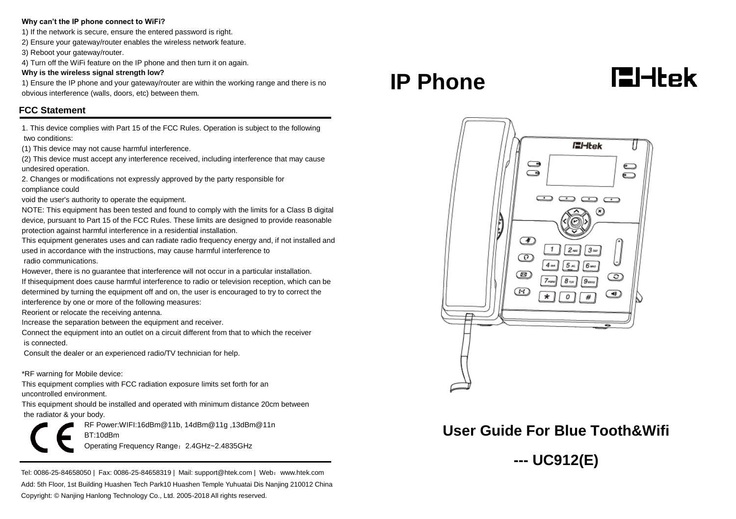**Why can't the IP phone connect to WiFi?**

1) If the network is secure, ensure the entered password is right.
2) Ensure your gateway/router enables the wireless network feature.
3) Reboot your gateway/router.
4) Turn off the WiFi feature on the IP phone and then turn it on again.

**Why is the wireless signal strength low?**

1) Ensure the IP phone and your gateway/router are within the working range and there is no obvious interference (walls, doors, etc) between them.

## FCC Statement

1. This device complies with Part 15 of the FCC Rules. Operation is subject to the following two conditions:
(1) This device may not cause harmful interference.
(2) This device must accept any interference received, including interference that may cause undesired operation.
2. Changes or modifications not expressly approved by the party responsible for compliance could void the user's authority to operate the equipment.

NOTE: This equipment has been tested and found to comply with the limits for a Class B digital device, pursuant to Part 15 of the FCC Rules. These limits are designed to provide reasonable protection against harmful interference in a residential installation.
This equipment generates uses and can radiate radio frequency energy and, if not installed and used in accordance with the instructions, may cause harmful interference to radio communications.
However, there is no guarantee that interference will not occur in a particular installation.
If thisequipment does cause harmful interference to radio or television reception, which can be determined by turning the equipment off and on, the user is encouraged to try to correct the interference by one or more of the following measures:
Reorient or relocate the receiving antenna.
Increase the separation between the equipment and receiver.
Connect the equipment into an outlet on a circuit different from that to which the receiver is connected.
Consult the dealer or an experienced radio/TV technician for help.

*RF warning for Mobile device:
This equipment complies with FCC radiation exposure limits set forth for an uncontrolled environment.
This equipment should be installed and operated with minimum distance 20cm between the radiator & your body.

CE
RF Power:WIFI:16dBm@11b, 14dBm@11g ,13dBm@11n
BT:10dBm
Operating Frequency Range：2.4GHz~2.4835GHz

Tel: 0086-25-84658050 | Fax: 0086-25-84658319 | Mail: support@htek.com | Web：www.htek.com
Add: 5th Floor, 1st Building Huashen Tech Park10 Huashen Temple Yuhuatai Dis Nanjing 210012 China
Copyright: © Nanjing Hanlong Technology Co., Ltd. 2005-2018 All rights reserved.

# IP Phone

Htek

## User Guide For Blue Tooth&Wifi

## --- UC912(E)